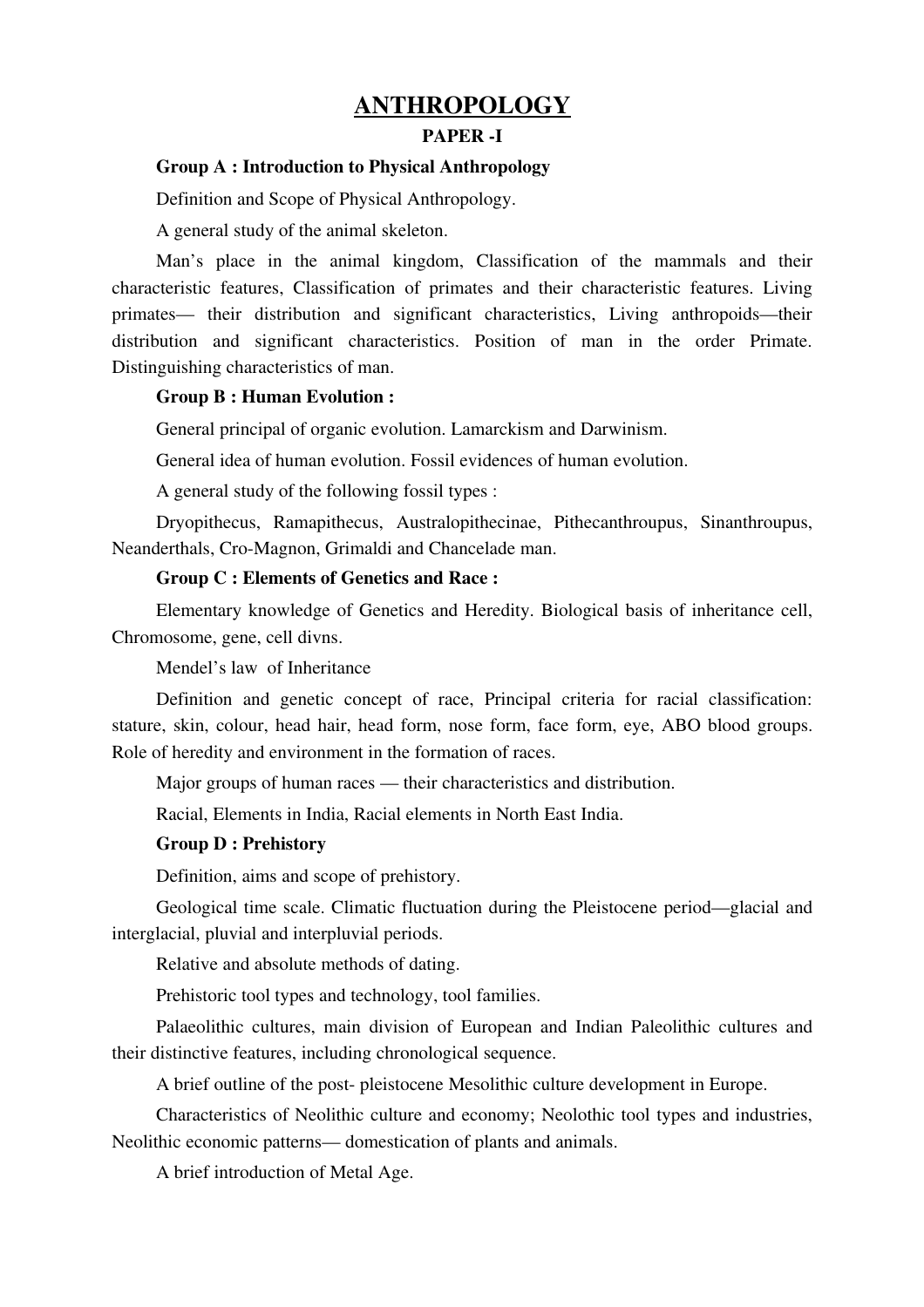# ANTHROPOLOGY

## PAPER -I

### Group A : Introduction to Physical Anthropology

Definition and Scope of Physical Anthropology.

A general study of the animal skeleton.

Man's place in the animal kingdom, Classification of the mammals and their characteristic features, Classification of primates and their characteristic features. Living primates— their distribution and significant characteristics, Living anthropoids—their distribution and significant characteristics. Position of man in the order Primate. Distinguishing characteristics of man.

### Group B : Human Evolution :

General principal of organic evolution. Lamarckism and Darwinism.

General idea of human evolution. Fossil evidences of human evolution.

A general study of the following fossil types :

Dryopithecus, Ramapithecus, Australopithecinae, Pithecanthroupus, Sinanthroupus, Neanderthals, Cro-Magnon, Grimaldi and Chancelade man.

### Group C : Elements of Genetics and Race :

Elementary knowledge of Genetics and Heredity. Biological basis of inheritance cell, Chromosome, gene, cell divns.

Mendel's law of Inheritance

Definition and genetic concept of race, Principal criteria for racial classification: stature, skin, colour, head hair, head form, nose form, face form, eye, ABO blood groups. Role of heredity and environment in the formation of races.

Major groups of human races — their characteristics and distribution.

Racial, Elements in India, Racial elements in North East India.

### Group D : Prehistory

Definition, aims and scope of prehistory.

Geological time scale. Climatic fluctuation during the Pleistocene period—glacial and interglacial, pluvial and interpluvial periods.

Relative and absolute methods of dating.

Prehistoric tool types and technology, tool families.

Palaeolithic cultures, main division of European and Indian Paleolithic cultures and their distinctive features, including chronological sequence.

A brief outline of the post- pleistocene Mesolithic culture development in Europe.

Characteristics of Neolithic culture and economy; Neolothic tool types and industries, Neolithic economic patterns— domestication of plants and animals.

A brief introduction of Metal Age.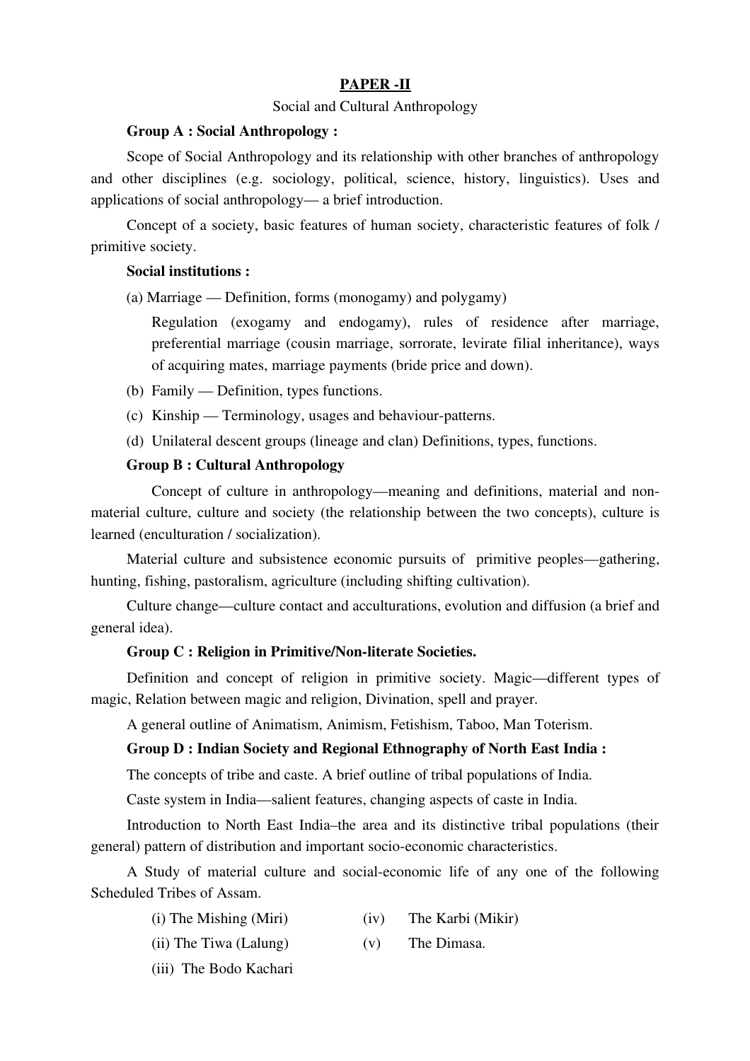**PAPER -II**

Social and Cultural Anthropology

**Group A : Social Anthropology :**

Scope of Social Anthropology and its relationship with other branches of anthropology and other disciplines (e.g. sociology, political, science, history, linguistics). Uses and applications of social anthropology— a brief introduction.

Concept of a society, basic features of human society, characteristic features of folk / primitive society.

**Social institutions :**

(a) Marriage — Definition, forms (monogamy) and polygamy)

Regulation (exogamy and endogamy), rules of residence after marriage, preferential marriage (cousin marriage, sorrorate, levirate filial inheritance), ways of acquiring mates, marriage payments (bride price and down).

(b) Family — Definition, types functions.

(c) Kinship — Terminology, usages and behaviour-patterns.

(d) Unilateral descent groups (lineage and clan) Definitions, types, functions.

**Group B : Cultural Anthropology**

Concept of culture in anthropology—meaning and definitions, material and non-material culture, culture and society (the relationship between the two concepts), culture is learned (enculturation / socialization).

Material culture and subsistence economic pursuits of primitive peoples—gathering, hunting, fishing, pastoralism, agriculture (including shifting cultivation).

Culture change—culture contact and acculturations, evolution and diffusion (a brief and general idea).

**Group C : Religion in Primitive/Non-literate Societies.**

Definition and concept of religion in primitive society. Magic—different types of magic, Relation between magic and religion, Divination, spell and prayer.

A general outline of Animatism, Animism, Fetishism, Taboo, Man Toterism.

**Group D : Indian Society and Regional Ethnography of North East India :**

The concepts of tribe and caste. A brief outline of tribal populations of India.

Caste system in India—salient features, changing aspects of caste in India.

Introduction to North East India–the area and its distinctive tribal populations (their general) pattern of distribution and important socio-economic characteristics.

A Study of material culture and social-economic life of any one of the following Scheduled Tribes of Assam.

(i) The Mishing (Miri)

(ii) The Tiwa (Lalung)

(iii) The Bodo Kachari

(iv) The Karbi (Mikir)

(v) The Dimasa.